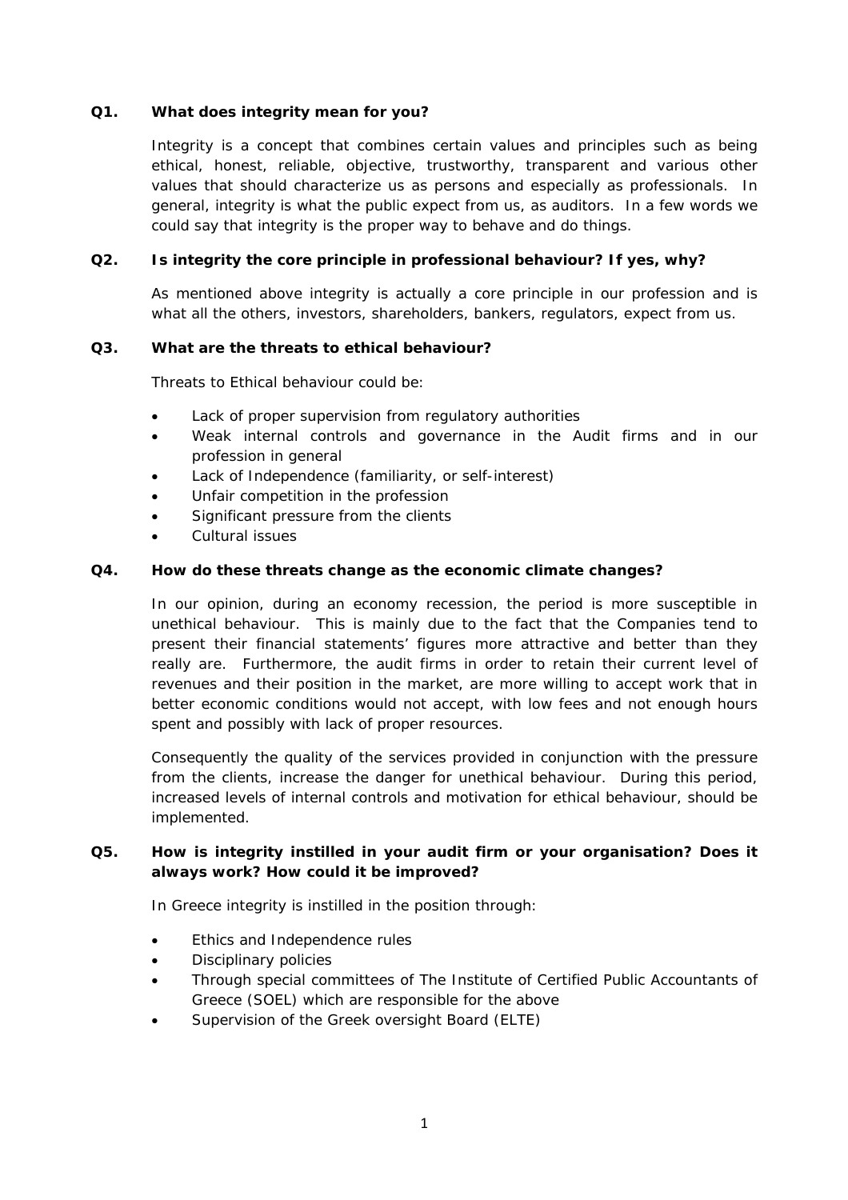**Q1. What does integrity mean for you?**

Integrity is a concept that combines certain values and principles such as being ethical, honest, reliable, objective, trustworthy, transparent and various other values that should characterize us as persons and especially as professionals. In general, integrity is what the public expect from us, as auditors. In a few words we could say that integrity is the proper way to behave and do things.

**Q2. Is integrity the core principle in professional behaviour? If yes, why?**

As mentioned above integrity is actually a core principle in our profession and is what all the others, investors, shareholders, bankers, regulators, expect from us.

**Q3. What are the threats to ethical behaviour?**

Threats to Ethical behaviour could be:

- Lack of proper supervision from regulatory authorities
- Weak internal controls and governance in the Audit firms and in our profession in general
- Lack of Independence (familiarity, or self-interest)
- Unfair competition in the profession
- Significant pressure from the clients
- Cultural issues

**Q4. How do these threats change as the economic climate changes?**

In our opinion, during an economy recession, the period is more susceptible in unethical behaviour. This is mainly due to the fact that the Companies tend to present their financial statements' figures more attractive and better than they really are. Furthermore, the audit firms in order to retain their current level of revenues and their position in the market, are more willing to accept work that in better economic conditions would not accept, with low fees and not enough hours spent and possibly with lack of proper resources.

Consequently the quality of the services provided in conjunction with the pressure from the clients, increase the danger for unethical behaviour. During this period, increased levels of internal controls and motivation for ethical behaviour, should be implemented.

**Q5. How is integrity instilled in your audit firm or your organisation? Does it always work? How could it be improved?**

In Greece integrity is instilled in the position through:

- Ethics and Independence rules
- Disciplinary policies
- Through special committees of The Institute of Certified Public Accountants of Greece (SOEL) which are responsible for the above
- Supervision of the Greek oversight Board (ELTE)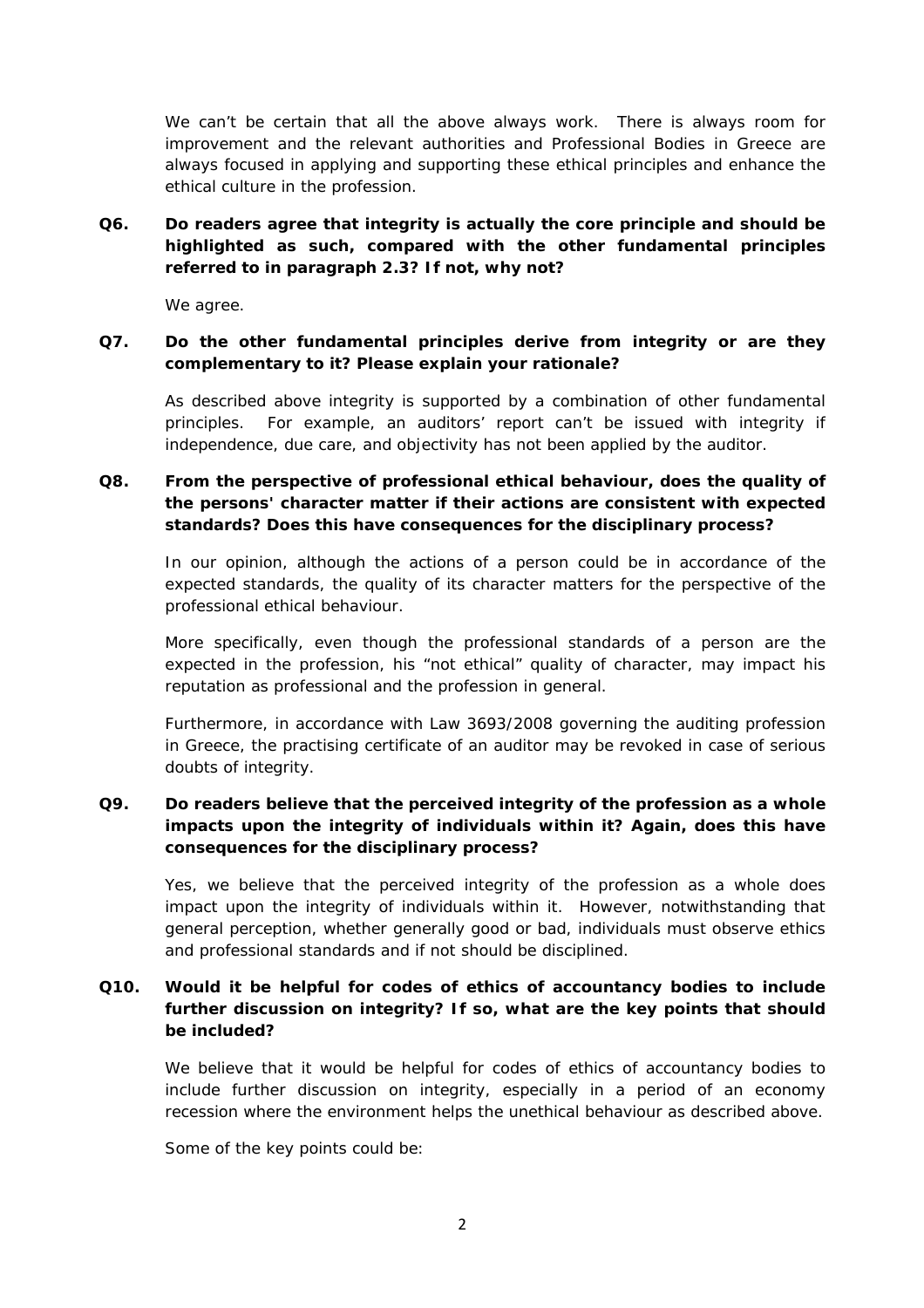We can't be certain that all the above always work. There is always room for improvement and the relevant authorities and Professional Bodies in Greece are always focused in applying and supporting these ethical principles and enhance the ethical culture in the profession.

**Q6. Do readers agree that integrity is actually the core principle and should be highlighted as such, compared with the other fundamental principles referred to in paragraph 2.3? If not, why not?**

We agree.

**Q7. Do the other fundamental principles derive from integrity or are they complementary to it? Please explain your rationale?**

As described above integrity is supported by a combination of other fundamental principles. For example, an auditors' report can't be issued with integrity if independence, due care, and objectivity has not been applied by the auditor.

**Q8. From the perspective of professional ethical behaviour, does the quality of the persons' character matter if their actions are consistent with expected standards? Does this have consequences for the disciplinary process?**

In our opinion, although the actions of a person could be in accordance of the expected standards, the quality of its character matters for the perspective of the professional ethical behaviour.

More specifically, even though the professional standards of a person are the expected in the profession, his "not ethical" quality of character, may impact his reputation as professional and the profession in general.

Furthermore, in accordance with Law 3693/2008 governing the auditing profession in Greece, the practising certificate of an auditor may be revoked in case of serious doubts of integrity.

**Q9. Do readers believe that the perceived integrity of the profession as a whole impacts upon the integrity of individuals within it? Again, does this have consequences for the disciplinary process?**

Yes, we believe that the perceived integrity of the profession as a whole does impact upon the integrity of individuals within it. However, notwithstanding that general perception, whether generally good or bad, individuals must observe ethics and professional standards and if not should be disciplined.

**Q10. Would it be helpful for codes of ethics of accountancy bodies to include further discussion on integrity? If so, what are the key points that should be included?**

We believe that it would be helpful for codes of ethics of accountancy bodies to include further discussion on integrity, especially in a period of an economy recession where the environment helps the unethical behaviour as described above.

Some of the key points could be: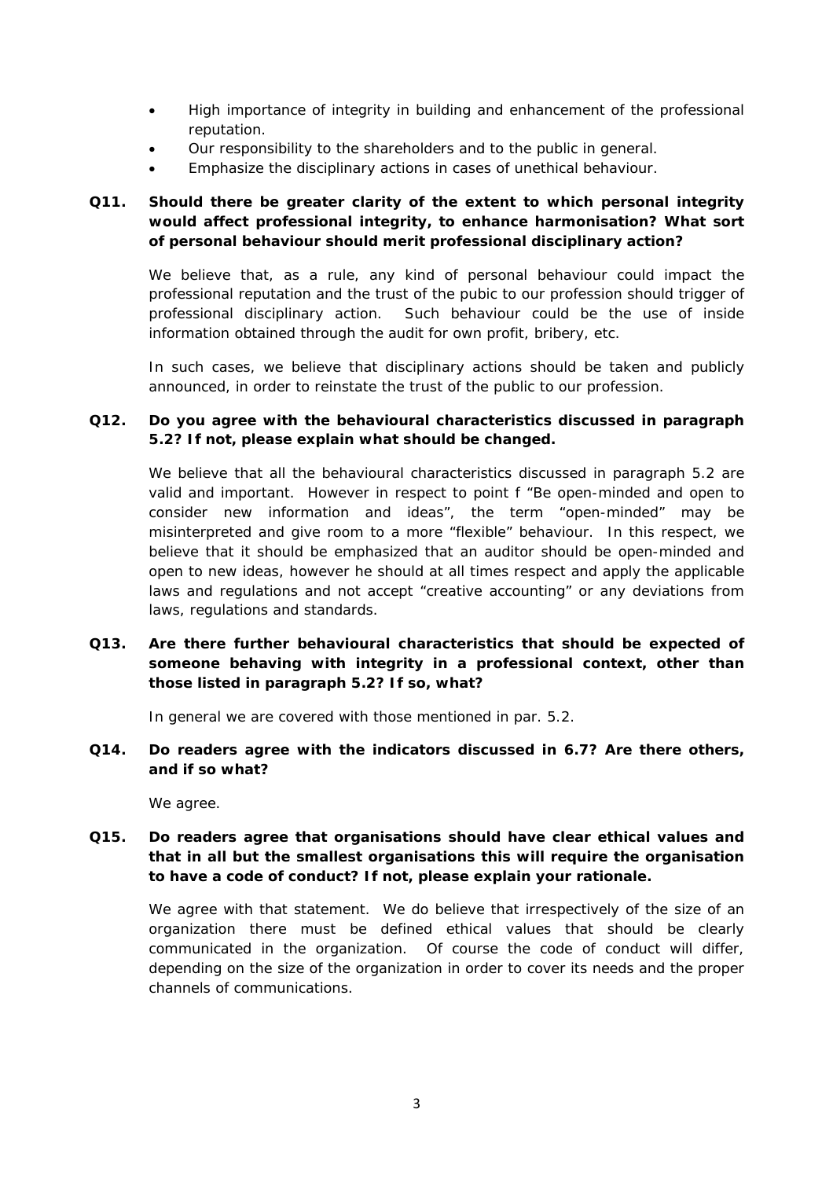- High importance of integrity in building and enhancement of the professional reputation.
- Our responsibility to the shareholders and to the public in general.
- Emphasize the disciplinary actions in cases of unethical behaviour.

**Q11. Should there be greater clarity of the extent to which personal integrity would affect professional integrity, to enhance harmonisation? What sort of personal behaviour should merit professional disciplinary action?**

We believe that, as a rule, any kind of personal behaviour could impact the professional reputation and the trust of the pubic to our profession should trigger of professional disciplinary action. Such behaviour could be the use of inside information obtained through the audit for own profit, bribery, etc.

In such cases, we believe that disciplinary actions should be taken and publicly announced, in order to reinstate the trust of the public to our profession.

**Q12. Do you agree with the behavioural characteristics discussed in paragraph 5.2? If not, please explain what should be changed.**

We believe that all the behavioural characteristics discussed in paragraph 5.2 are valid and important. However in respect to point f "Be open-minded and open to consider new information and ideas", the term "open-minded" may be misinterpreted and give room to a more "flexible" behaviour. In this respect, we believe that it should be emphasized that an auditor should be open-minded and open to new ideas, however he should at all times respect and apply the applicable laws and regulations and not accept "creative accounting" or any deviations from laws, regulations and standards.

**Q13. Are there further behavioural characteristics that should be expected of someone behaving with integrity in a professional context, other than those listed in paragraph 5.2? If so, what?**

In general we are covered with those mentioned in par. 5.2.

**Q14. Do readers agree with the indicators discussed in 6.7? Are there others, and if so what?**

We agree.

**Q15. Do readers agree that organisations should have clear ethical values and that in all but the smallest organisations this will require the organisation to have a code of conduct? If not, please explain your rationale.**

We agree with that statement. We do believe that irrespectively of the size of an organization there must be defined ethical values that should be clearly communicated in the organization. Of course the code of conduct will differ, depending on the size of the organization in order to cover its needs and the proper channels of communications.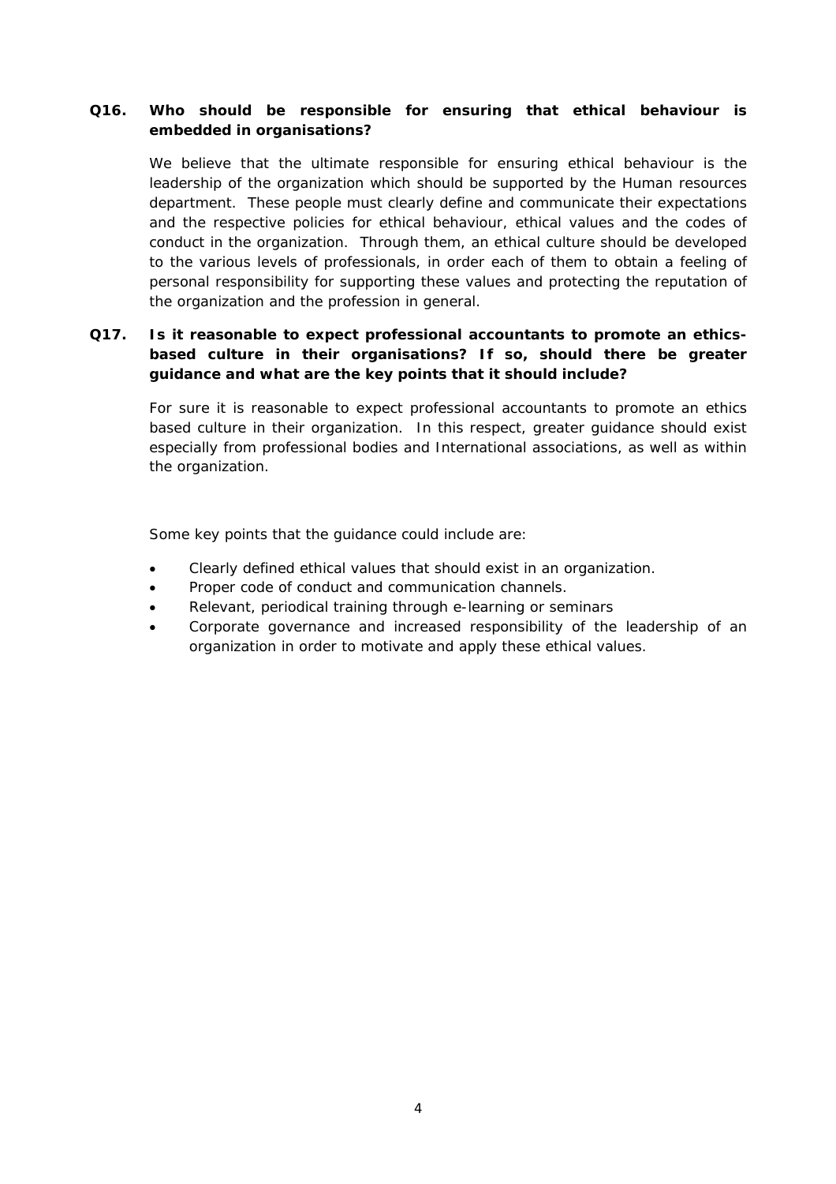**Q16. Who should be responsible for ensuring that ethical behaviour is embedded in organisations?**

We believe that the ultimate responsible for ensuring ethical behaviour is the leadership of the organization which should be supported by the Human resources department. These people must clearly define and communicate their expectations and the respective policies for ethical behaviour, ethical values and the codes of conduct in the organization. Through them, an ethical culture should be developed to the various levels of professionals, in order each of them to obtain a feeling of personal responsibility for supporting these values and protecting the reputation of the organization and the profession in general.

**Q17. Is it reasonable to expect professional accountants to promote an ethics-based culture in their organisations? If so, should there be greater guidance and what are the key points that it should include?**

For sure it is reasonable to expect professional accountants to promote an ethics based culture in their organization. In this respect, greater guidance should exist especially from professional bodies and International associations, as well as within the organization.

Some key points that the guidance could include are:

- Clearly defined ethical values that should exist in an organization.
- Proper code of conduct and communication channels.
- Relevant, periodical training through e-learning or seminars
- Corporate governance and increased responsibility of the leadership of an organization in order to motivate and apply these ethical values.